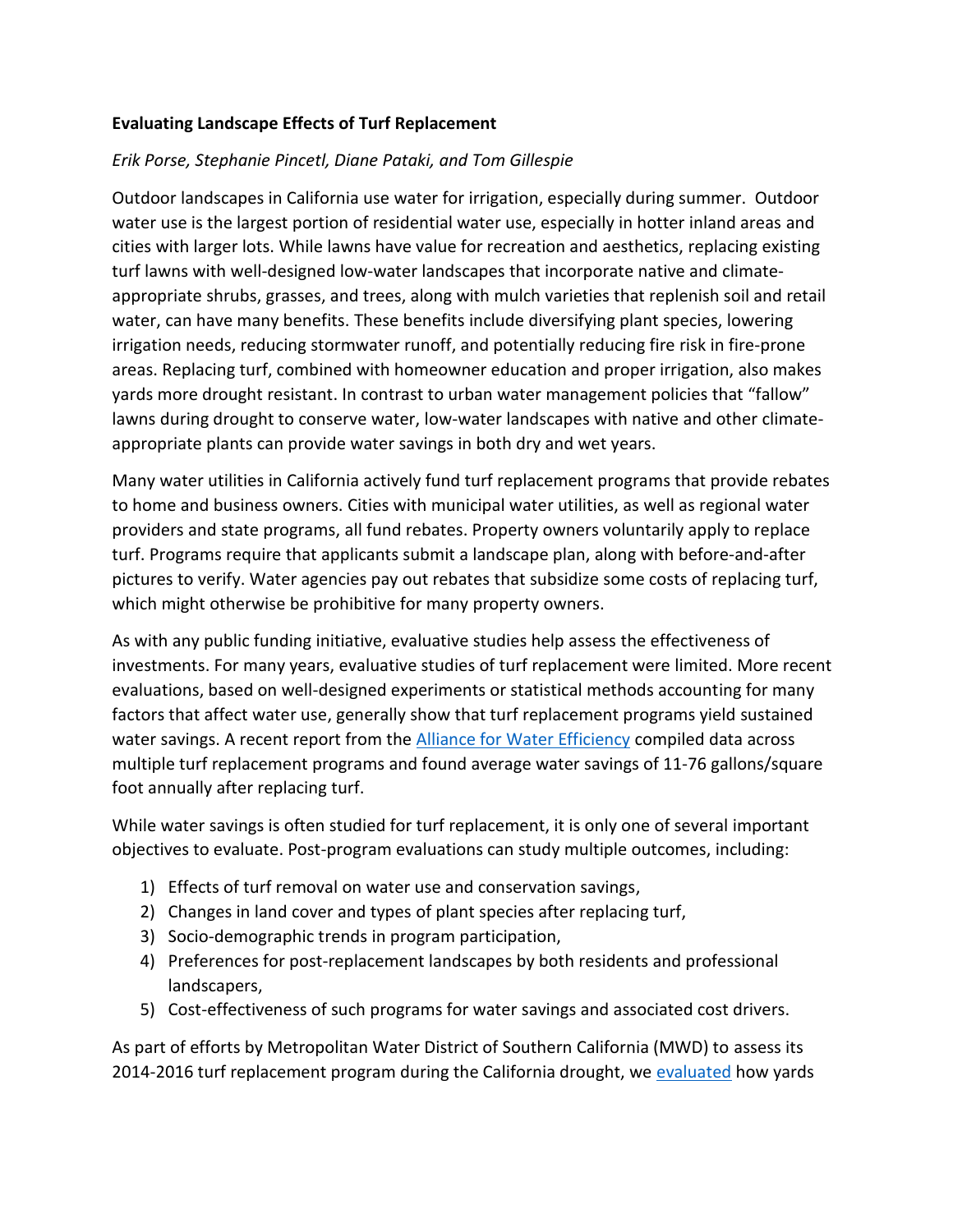**Evaluating Landscape Effects of Turf Replacement**

*Erik Porse, Stephanie Pincetl, Diane Pataki, and Tom Gillespie*

Outdoor landscapes in California use water for irrigation, especially during summer. Outdoor water use is the largest portion of residential water use, especially in hotter inland areas and cities with larger lots. While lawns have value for recreation and aesthetics, replacing existing turf lawns with well-designed low-water landscapes that incorporate native and climate-appropriate shrubs, grasses, and trees, along with mulch varieties that replenish soil and retail water, can have many benefits. These benefits include diversifying plant species, lowering irrigation needs, reducing stormwater runoff, and potentially reducing fire risk in fire-prone areas. Replacing turf, combined with homeowner education and proper irrigation, also makes yards more drought resistant. In contrast to urban water management policies that "fallow" lawns during drought to conserve water, low-water landscapes with native and other climate-appropriate plants can provide water savings in both dry and wet years.

Many water utilities in California actively fund turf replacement programs that provide rebates to home and business owners. Cities with municipal water utilities, as well as regional water providers and state programs, all fund rebates. Property owners voluntarily apply to replace turf. Programs require that applicants submit a landscape plan, along with before-and-after pictures to verify. Water agencies pay out rebates that subsidize some costs of replacing turf, which might otherwise be prohibitive for many property owners.

As with any public funding initiative, evaluative studies help assess the effectiveness of investments. For many years, evaluative studies of turf replacement were limited. More recent evaluations, based on well-designed experiments or statistical methods accounting for many factors that affect water use, generally show that turf replacement programs yield sustained water savings. A recent report from the Alliance for Water Efficiency compiled data across multiple turf replacement programs and found average water savings of 11-76 gallons/square foot annually after replacing turf.

While water savings is often studied for turf replacement, it is only one of several important objectives to evaluate. Post-program evaluations can study multiple outcomes, including:

1) Effects of turf removal on water use and conservation savings,
2) Changes in land cover and types of plant species after replacing turf,
3) Socio-demographic trends in program participation,
4) Preferences for post-replacement landscapes by both residents and professional landscapers,
5) Cost-effectiveness of such programs for water savings and associated cost drivers.

As part of efforts by Metropolitan Water District of Southern California (MWD) to assess its 2014-2016 turf replacement program during the California drought, we evaluated how yards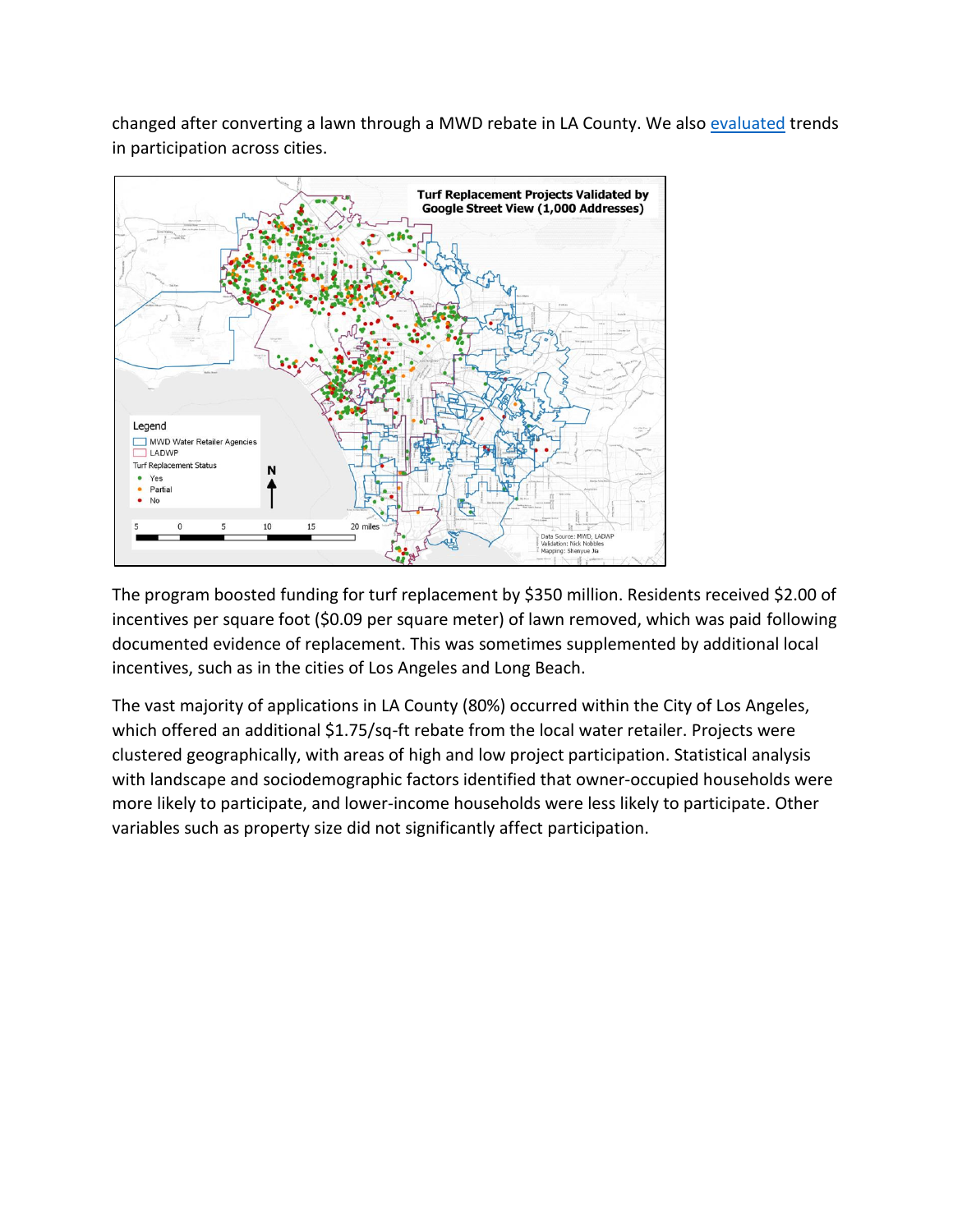changed after converting a lawn through a MWD rebate in LA County. We also [evaluated](evaluated) trends in participation across cities.

Turf Replacement Projects Validated by Google Street View (1,000 Addresses)

Legend
MWD Water Retailer Agencies
LADWP
Turf Replacement Status
Yes
Partial
No

N

5 0 5 10 15 20 miles

Data Source: MWD, LADWP
Validation: Nick Nobbles
Mapping: Shenyue Jia

The program boosted funding for turf replacement by $350 million. Residents received $2.00 of incentives per square foot ($0.09 per square meter) of lawn removed, which was paid following documented evidence of replacement. This was sometimes supplemented by additional local incentives, such as in the cities of Los Angeles and Long Beach.

The vast majority of applications in LA County (80%) occurred within the City of Los Angeles, which offered an additional $1.75/sq-ft rebate from the local water retailer. Projects were clustered geographically, with areas of high and low project participation. Statistical analysis with landscape and sociodemographic factors identified that owner-occupied households were more likely to participate, and lower-income households were less likely to participate. Other variables such as property size did not significantly affect participation.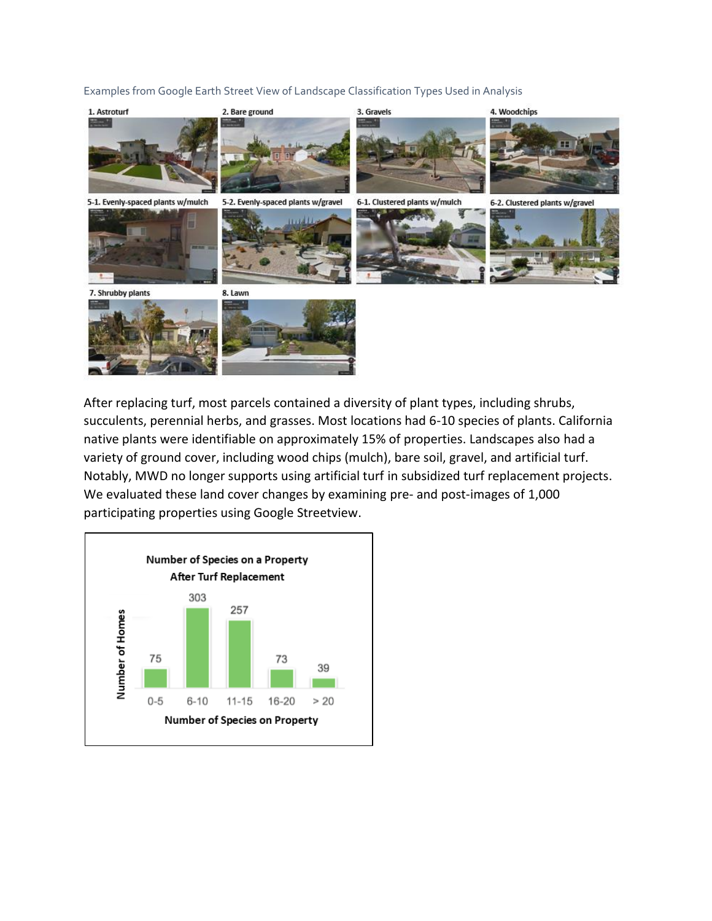Examples from Google Earth Street View of Landscape Classification Types Used in Analysis

1. Astroturf
2. Bare ground
3. Gravels
4. Woodchips
5-1. Evenly-spaced plants w/mulch
5-2. Evenly-spaced plants w/gravel
6-1. Clustered plants w/mulch
6-2. Clustered plants w/gravel
7. Shrubby plants
8. Lawn

After replacing turf, most parcels contained a diversity of plant types, including shrubs, succulents, perennial herbs, and grasses. Most locations had 6-10 species of plants. California native plants were identifiable on approximately 15% of properties. Landscapes also had a variety of ground cover, including wood chips (mulch), bare soil, gravel, and artificial turf. Notably, MWD no longer supports using artificial turf in subsidized turf replacement projects. We evaluated these land cover changes by examining pre- and post-images of 1,000 participating properties using Google Streetview.

Number of Species on a Property After Turf Replacement

Number of Homes

75
303
257
73
39

0-5
6-10
11-15
16-20
> 20

Number of Species on Property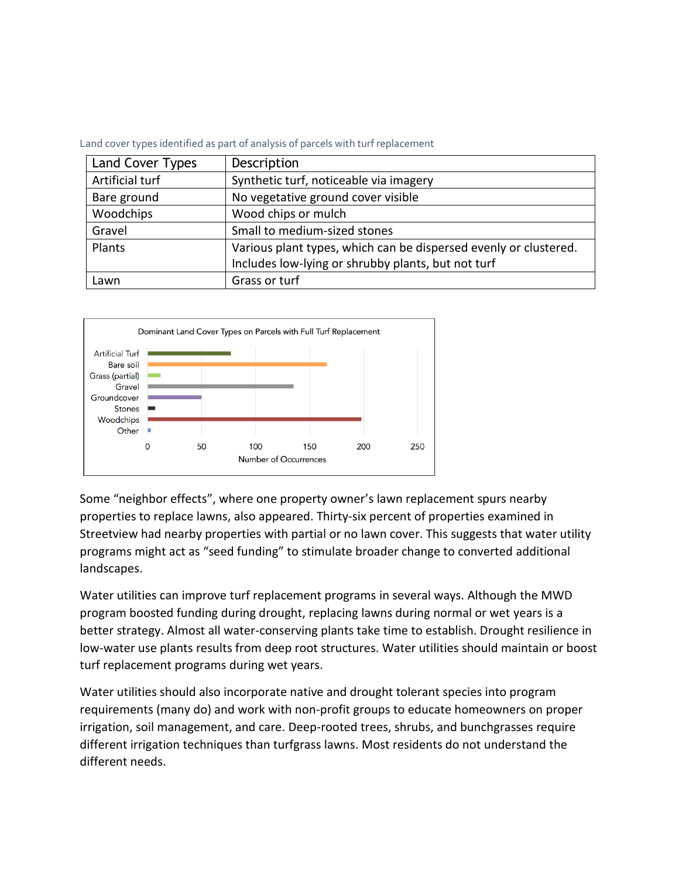Land cover types identified as part of analysis of parcels with turf replacement

| Land Cover Types | Description |
|---|---|
| Artificial turf | Synthetic turf, noticeable via imagery |
| Bare ground | No vegetative ground cover visible |
| Woodchips | Wood chips or mulch |
| Gravel | Small to medium-sized stones |
| Plants | Various plant types, which can be dispersed evenly or clustered. Includes low-lying or shrubby plants, but not turf |
| Lawn | Grass or turf |

Dominant Land Cover Types on Parcels with Full Turf Replacement

Artificial Turf
Bare soil
Grass (partial)
Gravel
Groundcover
Stones
Woodchips
Other

0 50 100 150 200 250

Number of Occurrences

Some "neighbor effects", where one property owner's lawn replacement spurs nearby properties to replace lawns, also appeared. Thirty-six percent of properties examined in Streetview had nearby properties with partial or no lawn cover. This suggests that water utility programs might act as "seed funding" to stimulate broader change to converted additional landscapes.

Water utilities can improve turf replacement programs in several ways. Although the MWD program boosted funding during drought, replacing lawns during normal or wet years is a better strategy. Almost all water-conserving plants take time to establish. Drought resilience in low-water use plants results from deep root structures. Water utilities should maintain or boost turf replacement programs during wet years.

Water utilities should also incorporate native and drought tolerant species into program requirements (many do) and work with non-profit groups to educate homeowners on proper irrigation, soil management, and care. Deep-rooted trees, shrubs, and bunchgrasses require different irrigation techniques than turfgrass lawns. Most residents do not understand the different needs.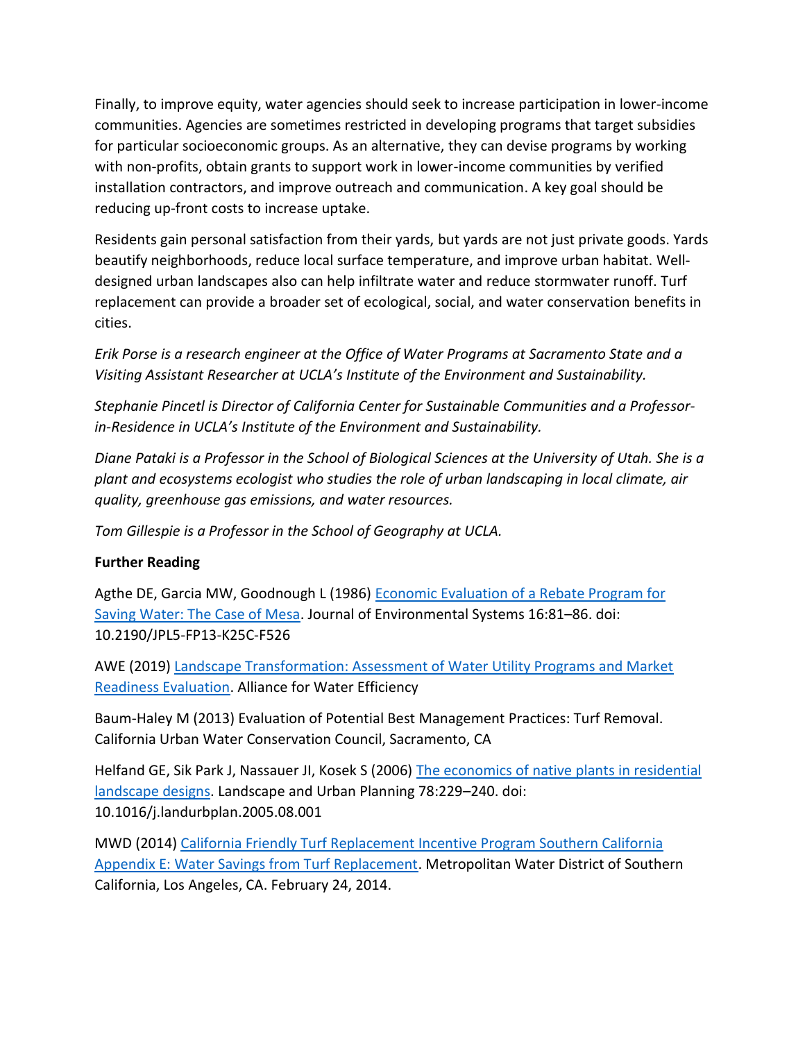Finally, to improve equity, water agencies should seek to increase participation in lower-income communities. Agencies are sometimes restricted in developing programs that target subsidies for particular socioeconomic groups. As an alternative, they can devise programs by working with non-profits, obtain grants to support work in lower-income communities by verified installation contractors, and improve outreach and communication. A key goal should be reducing up-front costs to increase uptake.

Residents gain personal satisfaction from their yards, but yards are not just private goods. Yards beautify neighborhoods, reduce local surface temperature, and improve urban habitat. Well-designed urban landscapes also can help infiltrate water and reduce stormwater runoff. Turf replacement can provide a broader set of ecological, social, and water conservation benefits in cities.

*Erik Porse is a research engineer at the Office of Water Programs at Sacramento State and a Visiting Assistant Researcher at UCLA's Institute of the Environment and Sustainability.*

*Stephanie Pincetl is Director of California Center for Sustainable Communities and a Professor-in-Residence in UCLA's Institute of the Environment and Sustainability.*

*Diane Pataki is a Professor in the School of Biological Sciences at the University of Utah. She is a plant and ecosystems ecologist who studies the role of urban landscaping in local climate, air quality, greenhouse gas emissions, and water resources.*

*Tom Gillespie is a Professor in the School of Geography at UCLA.*

**Further Reading**

Agthe DE, Garcia MW, Goodnough L (1986) Economic Evaluation of a Rebate Program for Saving Water: The Case of Mesa. Journal of Environmental Systems 16:81–86. doi: 10.2190/JPL5-FP13-K25C-F526

AWE (2019) Landscape Transformation: Assessment of Water Utility Programs and Market Readiness Evaluation. Alliance for Water Efficiency

Baum-Haley M (2013) Evaluation of Potential Best Management Practices: Turf Removal. California Urban Water Conservation Council, Sacramento, CA

Helfand GE, Sik Park J, Nassauer JI, Kosek S (2006) The economics of native plants in residential landscape designs. Landscape and Urban Planning 78:229–240. doi: 10.1016/j.landurbplan.2005.08.001

MWD (2014) California Friendly Turf Replacement Incentive Program Southern California Appendix E: Water Savings from Turf Replacement. Metropolitan Water District of Southern California, Los Angeles, CA. February 24, 2014.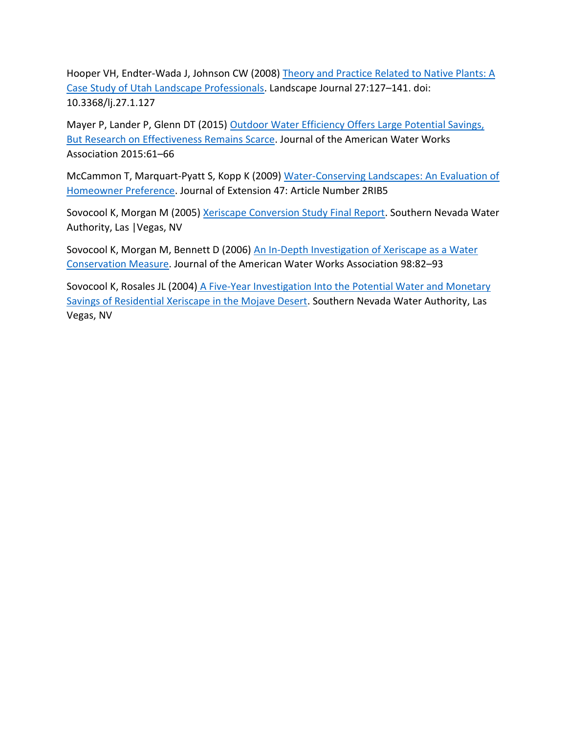Hooper VH, Endter-Wada J, Johnson CW (2008) Theory and Practice Related to Native Plants: A Case Study of Utah Landscape Professionals. Landscape Journal 27:127–141. doi: 10.3368/lj.27.1.127

Mayer P, Lander P, Glenn DT (2015) Outdoor Water Efficiency Offers Large Potential Savings, But Research on Effectiveness Remains Scarce. Journal of the American Water Works Association 2015:61–66

McCammon T, Marquart-Pyatt S, Kopp K (2009) Water-Conserving Landscapes: An Evaluation of Homeowner Preference. Journal of Extension 47: Article Number 2RIB5

Sovocool K, Morgan M (2005) Xeriscape Conversion Study Final Report. Southern Nevada Water Authority, Las |Vegas, NV

Sovocool K, Morgan M, Bennett D (2006) An In-Depth Investigation of Xeriscape as a Water Conservation Measure. Journal of the American Water Works Association 98:82–93

Sovocool K, Rosales JL (2004) A Five-Year Investigation Into the Potential Water and Monetary Savings of Residential Xeriscape in the Mojave Desert. Southern Nevada Water Authority, Las Vegas, NV